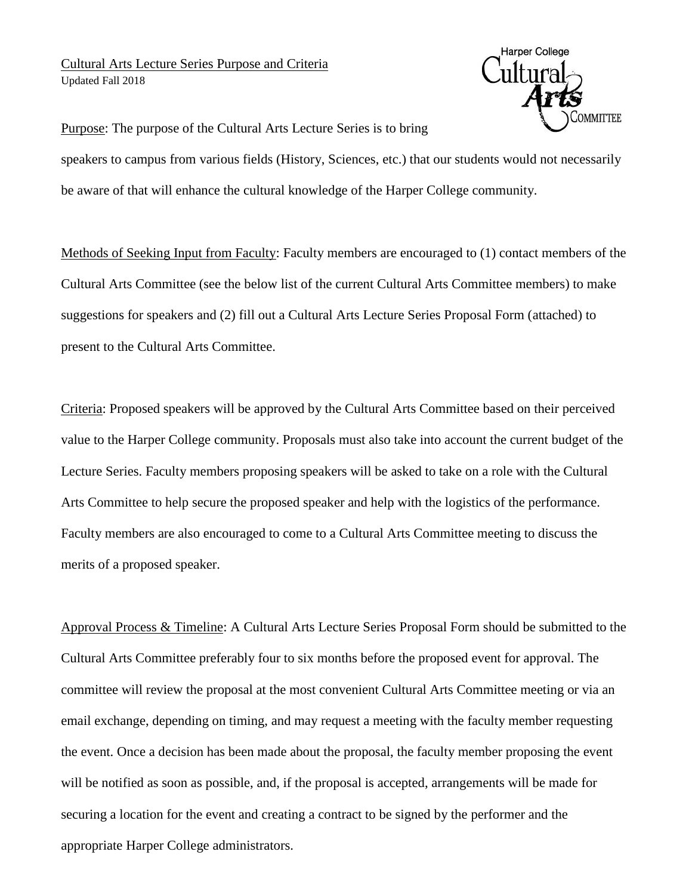Cultural Arts Lecture Series Purpose and Criteria
Updated Fall 2018

Harper College Cultural Arts Committee

Purpose: The purpose of the Cultural Arts Lecture Series is to bring speakers to campus from various fields (History, Sciences, etc.) that our students would not necessarily be aware of that will enhance the cultural knowledge of the Harper College community.

Methods of Seeking Input from Faculty: Faculty members are encouraged to (1) contact members of the Cultural Arts Committee (see the below list of the current Cultural Arts Committee members) to make suggestions for speakers and (2) fill out a Cultural Arts Lecture Series Proposal Form (attached) to present to the Cultural Arts Committee.

Criteria: Proposed speakers will be approved by the Cultural Arts Committee based on their perceived value to the Harper College community. Proposals must also take into account the current budget of the Lecture Series. Faculty members proposing speakers will be asked to take on a role with the Cultural Arts Committee to help secure the proposed speaker and help with the logistics of the performance. Faculty members are also encouraged to come to a Cultural Arts Committee meeting to discuss the merits of a proposed speaker.

Approval Process & Timeline: A Cultural Arts Lecture Series Proposal Form should be submitted to the Cultural Arts Committee preferably four to six months before the proposed event for approval. The committee will review the proposal at the most convenient Cultural Arts Committee meeting or via an email exchange, depending on timing, and may request a meeting with the faculty member requesting the event. Once a decision has been made about the proposal, the faculty member proposing the event will be notified as soon as possible, and, if the proposal is accepted, arrangements will be made for securing a location for the event and creating a contract to be signed by the performer and the appropriate Harper College administrators.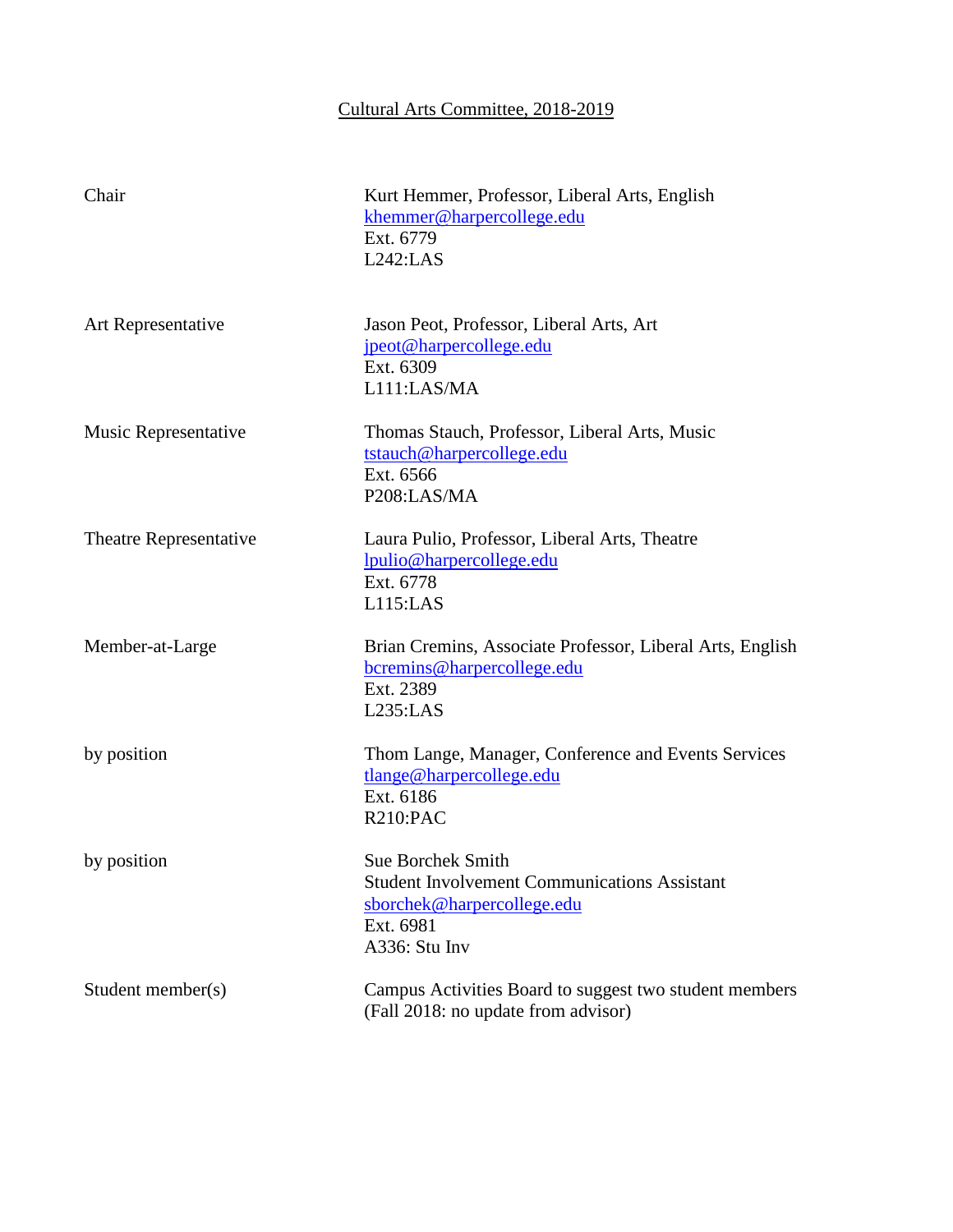# Cultural Arts Committee, 2018-2019

| | |
|---|---|
| Chair | Kurt Hemmer, Professor, Liberal Arts, English<br>khemmer@harpercollege.edu<br>Ext. 6779<br>L242:LAS |
| Art Representative | Jason Peot, Professor, Liberal Arts, Art<br>jpeot@harpercollege.edu<br>Ext. 6309<br>L111:LAS/MA |
| Music Representative | Thomas Stauch, Professor, Liberal Arts, Music<br>tstauch@harpercollege.edu<br>Ext. 6566<br>P208:LAS/MA |
| Theatre Representative | Laura Pulio, Professor, Liberal Arts, Theatre<br>lpulio@harpercollege.edu<br>Ext. 6778<br>L115:LAS |
| Member-at-Large | Brian Cremins, Associate Professor, Liberal Arts, English<br>bcremins@harpercollege.edu<br>Ext. 2389<br>L235:LAS |
| by position | Thom Lange, Manager, Conference and Events Services<br>tlange@harpercollege.edu<br>Ext. 6186<br>R210:PAC |
| by position | Sue Borchek Smith<br>Student Involvement Communications Assistant<br>sborchek@harpercollege.edu<br>Ext. 6981<br>A336: Stu Inv |
| Student member(s) | Campus Activities Board to suggest two student members<br>(Fall 2018: no update from advisor) |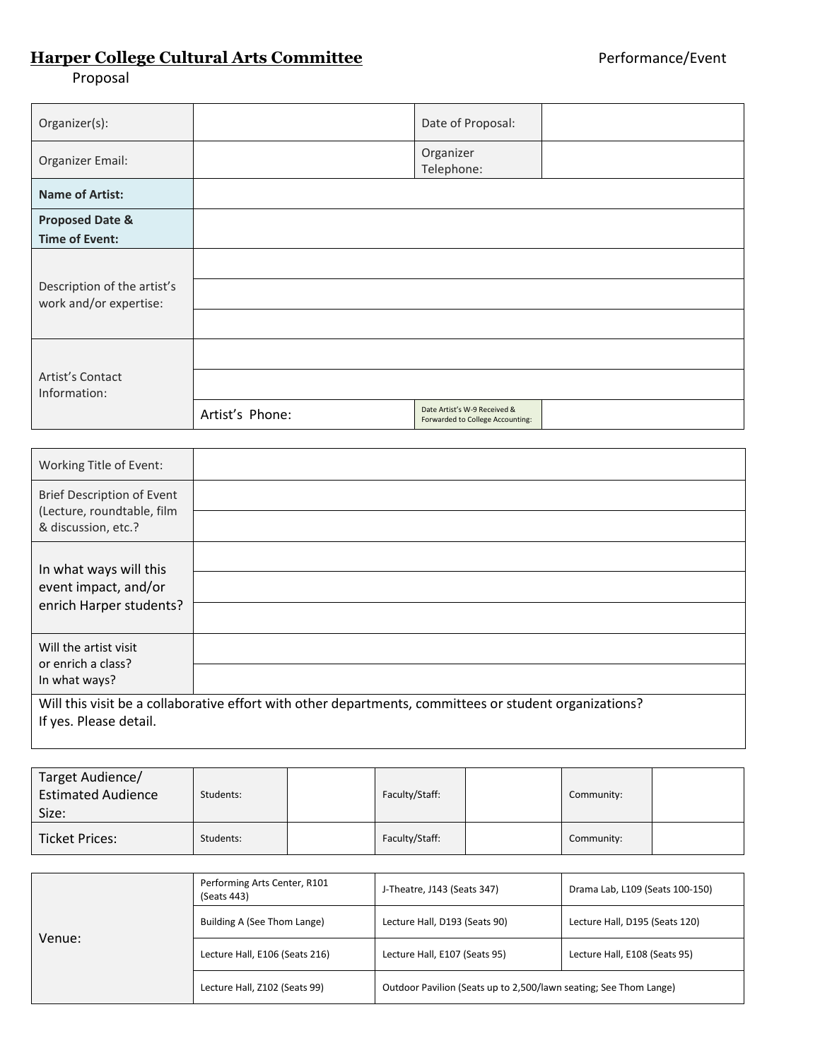# Harper College Cultural Arts Committee

Performance/Event Proposal

| Organizer(s): | | Date of Proposal: | |
|---|---|---|---|
| Organizer Email: | | Organizer Telephone: | |
| **Name of Artist:** | | | |
| **Proposed Date & Time of Event:** | | | |
| Description of the artist's work and/or expertise: | | | |
| | | | |
| | | | |
| Artist's Contact Information: | | | |
| | | | |
| | Artist's Phone: | Date Artist's W-9 Received & Forwarded to College Accounting: | |

| Working Title of Event: | |
|---|---|
| Brief Description of Event (Lecture, roundtable, film & discussion, etc.? | |
| | |
| In what ways will this event impact, and/or enrich Harper students? | |
| | |
| | |
| Will the artist visit or enrich a class? In what ways? | |
| | |

Will this visit be a collaborative effort with other departments, committees or student organizations? If yes. Please detail.

| Target Audience/ Estimated Audience Size: | Students: | | Faculty/Staff: | | Community: | |
|---|---|---|---|---|---|---|
| Ticket Prices: | Students: | | Faculty/Staff: | | Community: | |

| Venue: | | | |
|---|---|---|---|
| | Performing Arts Center, R101 (Seats 443) | J-Theatre, J143 (Seats 347) | Drama Lab, L109 (Seats 100-150) |
| | Building A (See Thom Lange) | Lecture Hall, D193 (Seats 90) | Lecture Hall, D195 (Seats 120) |
| | Lecture Hall, E106 (Seats 216) | Lecture Hall, E107 (Seats 95) | Lecture Hall, E108 (Seats 95) |
| | Lecture Hall, Z102 (Seats 99) | Outdoor Pavilion (Seats up to 2,500/lawn seating; See Thom Lange) | |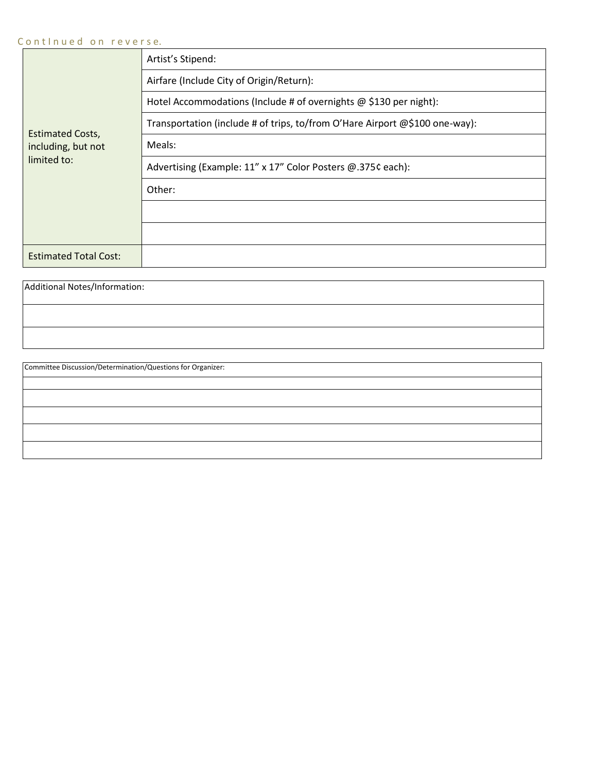ContInued on reverse.

| | |
|---|---|
| Estimated Costs, including, but not limited to: | Artist's Stipend: |
| | Airfare (Include City of Origin/Return): |
| | Hotel Accommodations (Include # of overnights @ $130 per night): |
| | Transportation (include # of trips, to/from O'Hare Airport @$100 one-way): |
| | Meals: |
| | Advertising (Example: 11" x 17" Color Posters @.375¢ each): |
| | Other: |
| | |
| | |
| Estimated Total Cost: | |

| Additional Notes/Information: |
|---|
| |
| |

| Committee Discussion/Determination/Questions for Organizer: |
|---|
| |
| |
| |
| |
| |